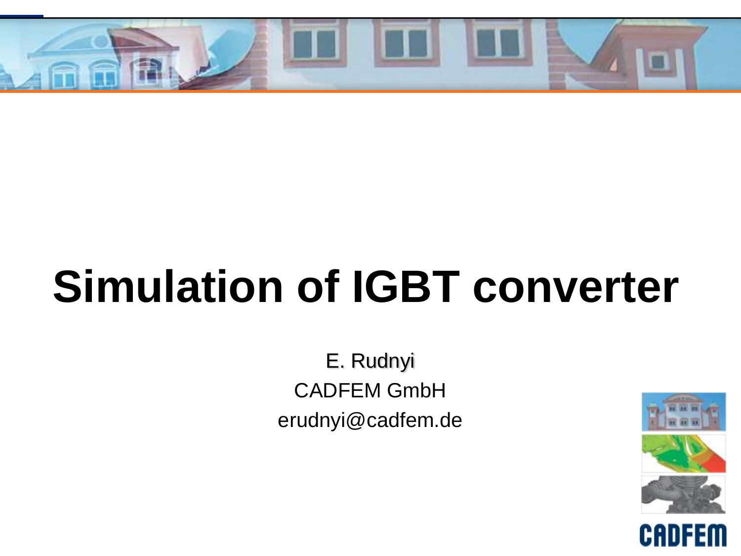# Simulation of IGBT converter

E. Rudnyi

CADFEM GmbH

erudnyi@cadfem.de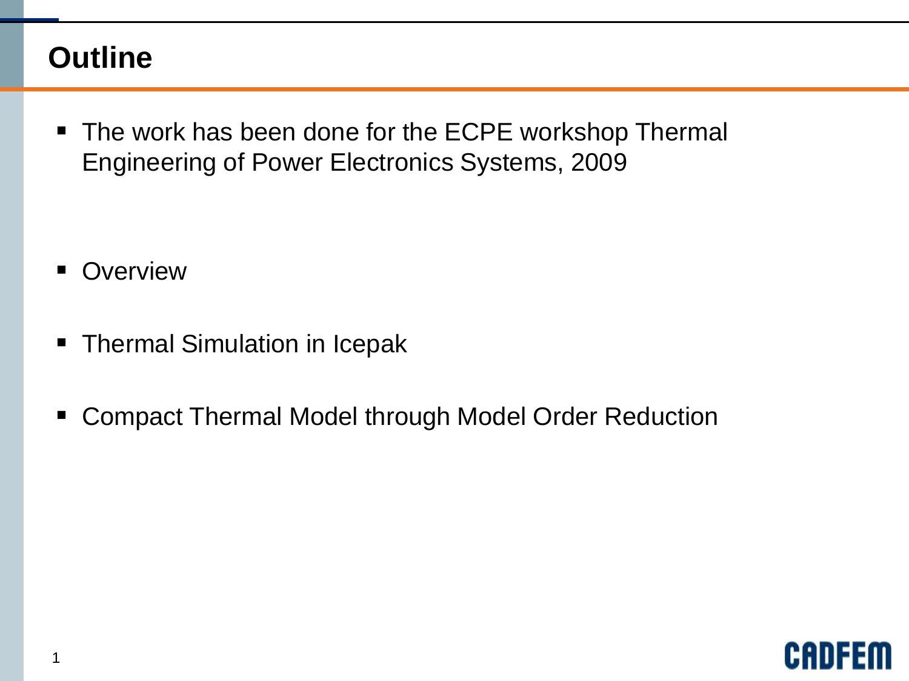# Outline

- The work has been done for the ECPE workshop Thermal Engineering of Power Electronics Systems, 2009

- Overview
- Thermal Simulation in Icepak
- Compact Thermal Model through Model Order Reduction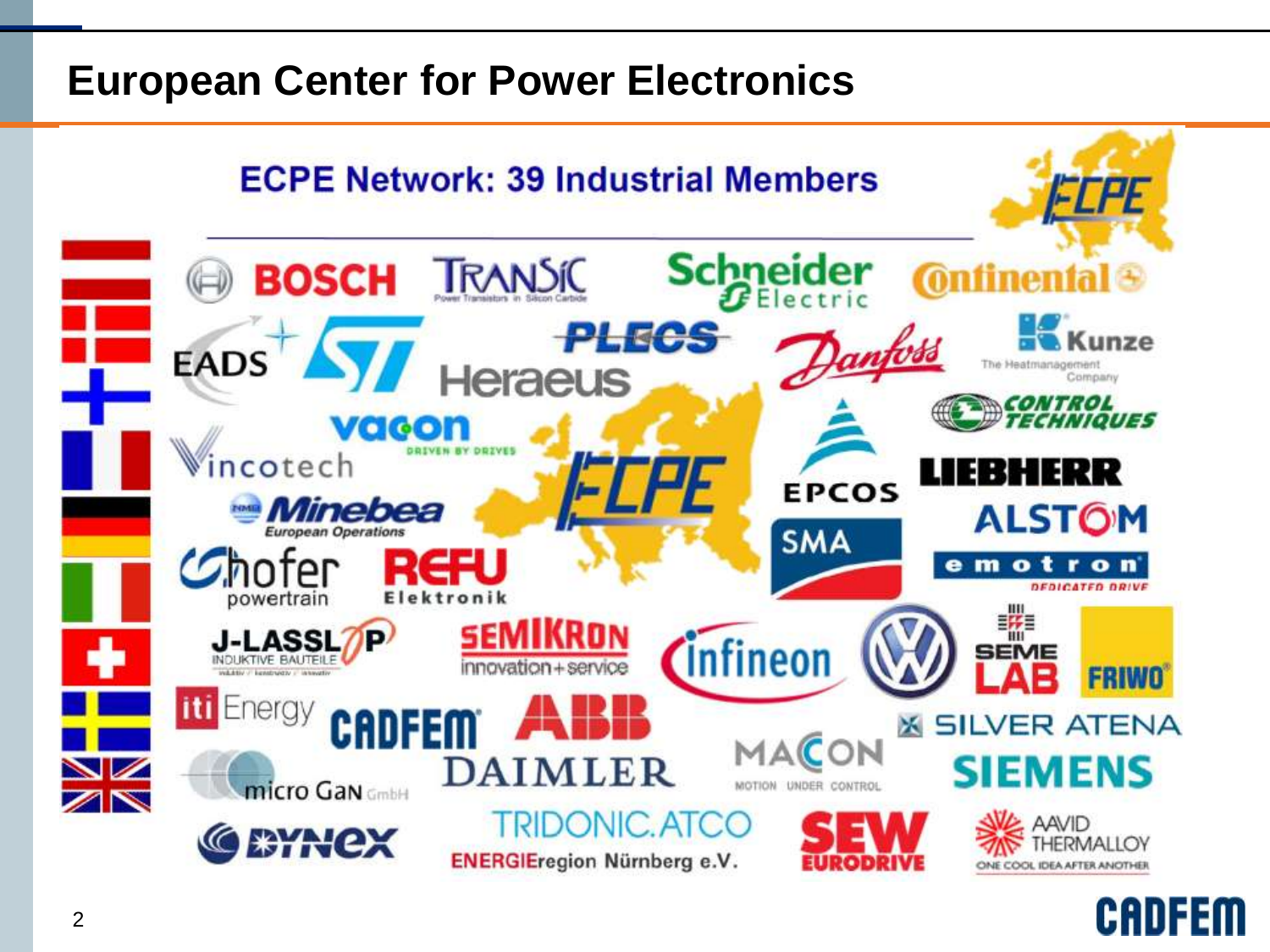# European Center for Power Electronics

## ECPE Network: 39 Industrial Members

- BOSCH
- TRANSIC
- Schneider Electric
- Continental
- EADS
- ST
- PLECS
- Heraeus
- Danfoss
- Kunze – The Heatmanagement Company
- CONTROL TECHNIQUES
- vacon – DRIVEN BY DRIVES
- Vincotech
- EPCOS
- LIEBHERR
- Minebea – European Operations
- ALSTOM
- SMA
- emotron – DEDICATED DRIVE
- Schofer powertrain
- REFU Elektronik
- J-LASSL P – INDUKTIVE BAUTEILE
- SEMIKRON – innovation+service
- Infineon
- VW
- SEME LAB
- FRIWO
- iti Energy
- CADFEM
- ABB
- SILVER ATENA
- micro GaN GmbH
- DAIMLER
- MACCON – MOTION UNDER CONTROL
- SIEMENS
- DYNEX
- TRIDONIC.ATCO
- ENERGIEregion Nürnberg e.V.
- SEW EURODRIVE
- AAVID THERMALLOY – ONE COOL IDEA AFTER ANOTHER

CADFEM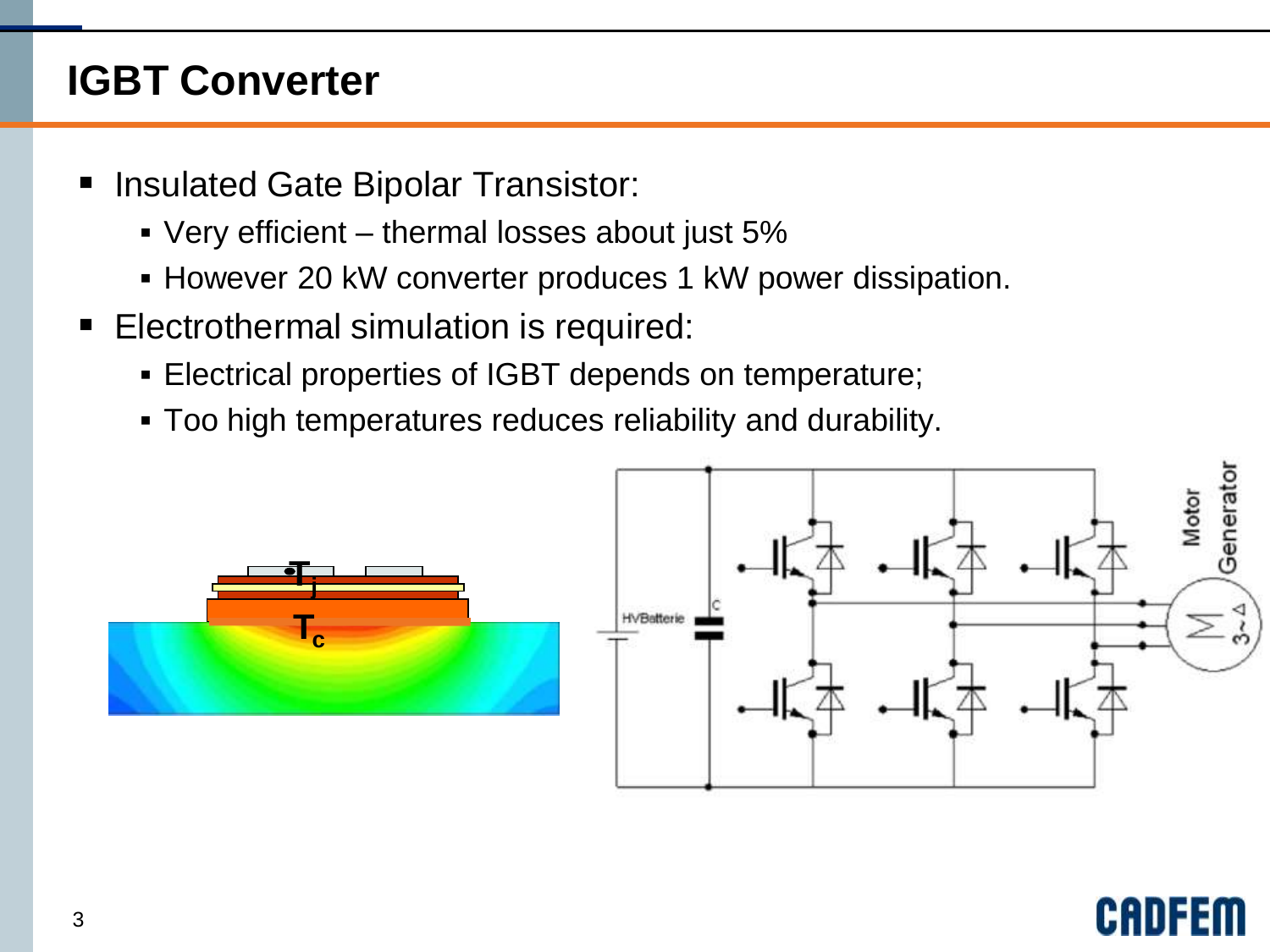# IGBT Converter

- Insulated Gate Bipolar Transistor:
  - Very efficient – thermal losses about just 5%
  - However 20 kW converter produces 1 kW power dissipation.
- Electrothermal simulation is required:
  - Electrical properties of IGBT depends on temperature;
  - Too high temperatures reduces reliability and durability.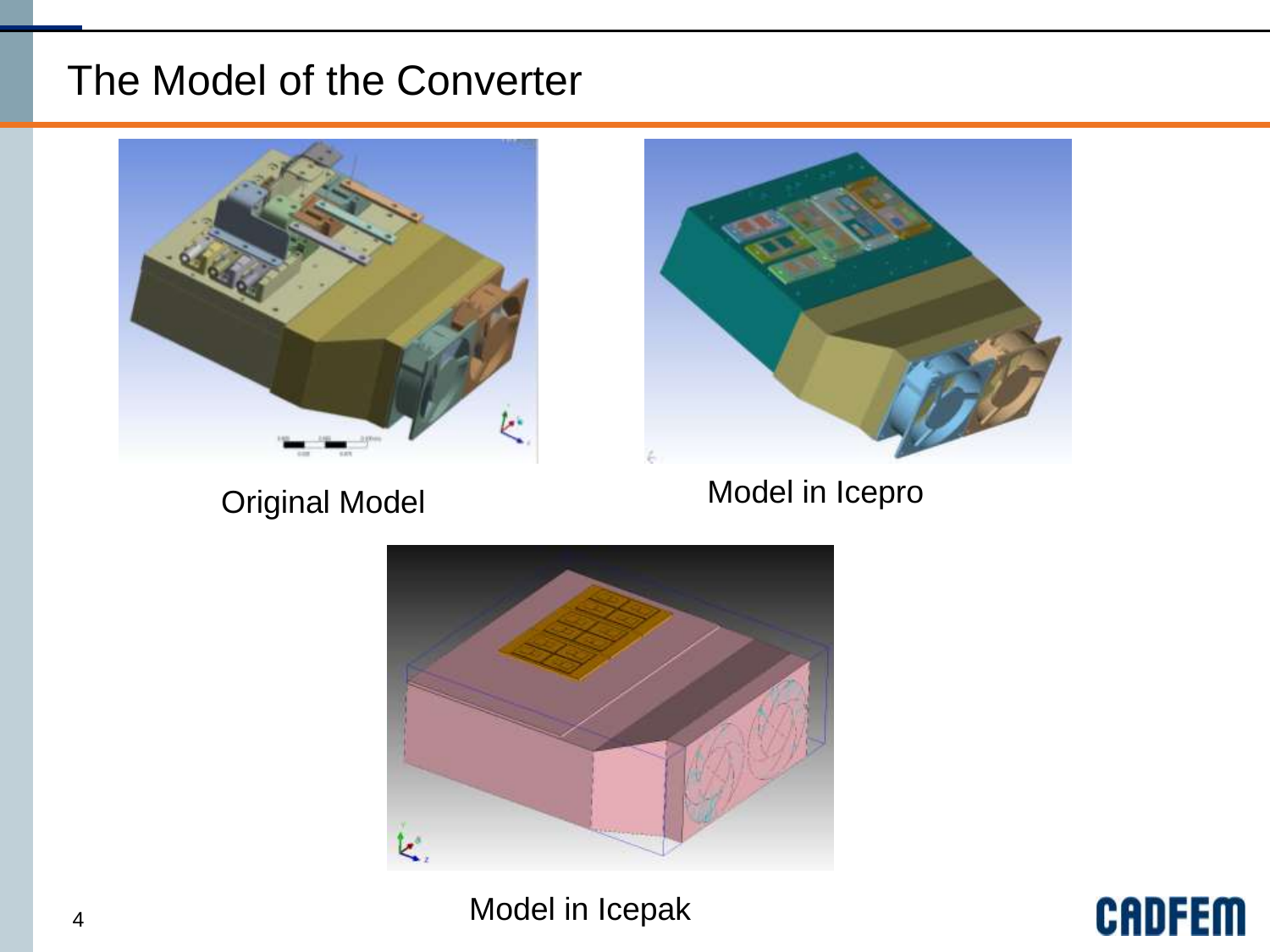# The Model of the Converter

Original Model

Model in Icepro

Model in Icepak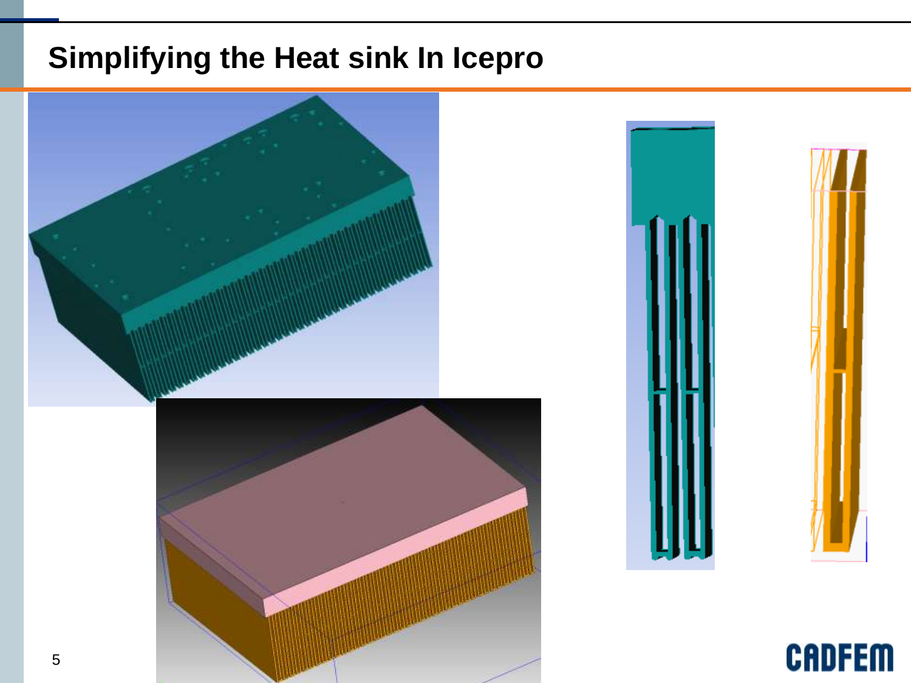# Simplifying the Heat sink In Icepro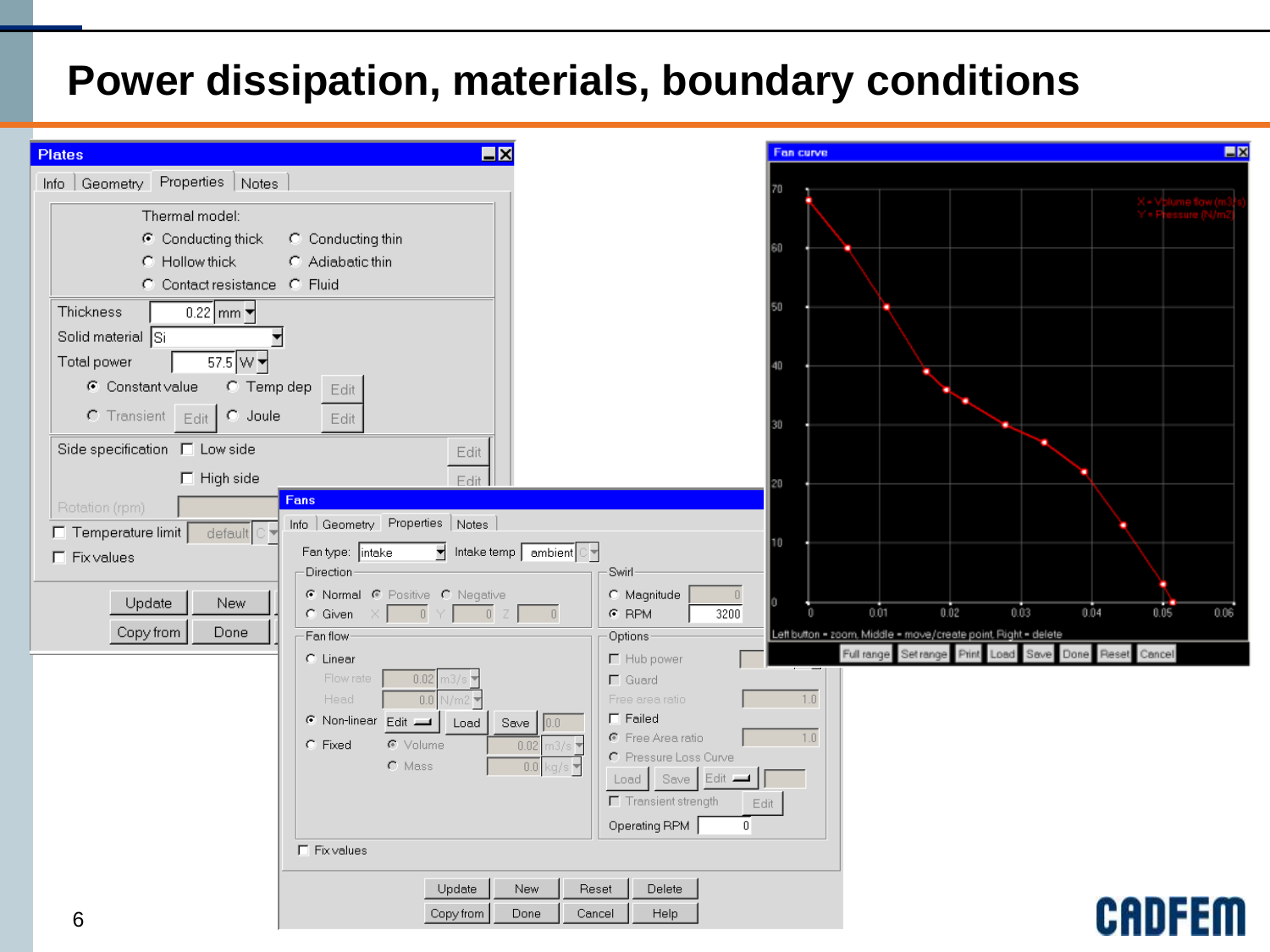# Power dissipation, materials, boundary conditions

**Plates**

Info | Geometry | Properties | Notes

Thermal model:

- Conducting thick
- Conducting thin
- Hollow thick
- Adiabatic thin
- Contact resistance
- Fluid

Thickness: 0.22 mm

Solid material: Si

Total power: 57.5 W

- Constant value
- Temp dep (Edit)
- Transient (Edit)
- Joule (Edit)

Side specification: Low side (Edit), High side (Edit)

Rotation (rpm)

Temperature limit: default C

Fix values

Update | New | Copy from | Done

**Fans**

Info | Geometry | Properties | Notes

Fan type: intake — Intake temp: ambient C

Direction:

- Normal
- Positive
- Negative
- Given — X: 0, Y: 0, Z: 0

Swirl:

- Magnitude: 0
- RPM: 3200

Fan flow:

- Linear — Flow rate: 0.02 m3/s; Head: 0.0 N/m2
- Non-linear — Edit | Load | Save | 0.0
- Fixed — Volume: 0.02 m3/s; Mass: 0.0 kg/s

Options:

- Hub power
- Guard
- Free area ratio: 1.0
- Failed
- Free Area ratio: 1.0
- Pressure Loss Curve
- Load | Save | Edit
- Transient strength (Edit)
- Operating RPM: 0

Fix values

Update | New | Reset | Delete | Copy from | Done | Cancel | Help

**Fan curve**

X = Volume flow (m3/s)

Y = Pressure (N/m2)

Left button = zoom, Middle = move/create point, Right = delete

Full range | Set range | Print | Load | Save | Done | Reset | Cancel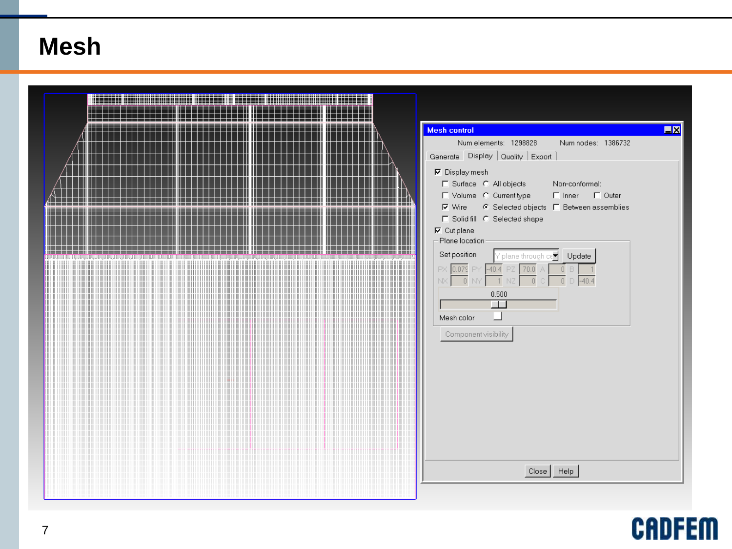# Mesh

Mesh control

Num elements: 1298828 Num nodes: 1386732

Generate | Display | Quality | Export

- [x] Display mesh
- [ ] Surface ( ) All objects
- [ ] Volume ( ) Current type
- [x] Wire (•) Selected objects
- [ ] Solid fill ( ) Selected shape

Non-conformal:
- [ ] Inner
- [ ] Outer
- [ ] Between assemblies

- [x] Cut plane

Plane location

Set position: Y plane through ce | Update

| PX | 0.079 | PY | -40.4 | PZ | 70.0 | A | 0 | B | 1 |
|---|---|---|---|---|---|---|---|---|---|
| NX | 0 | NY | 1 | NZ | 0 | C | 0 | D | -40.4 |

0.500

Mesh color

Component visibility

Close | Help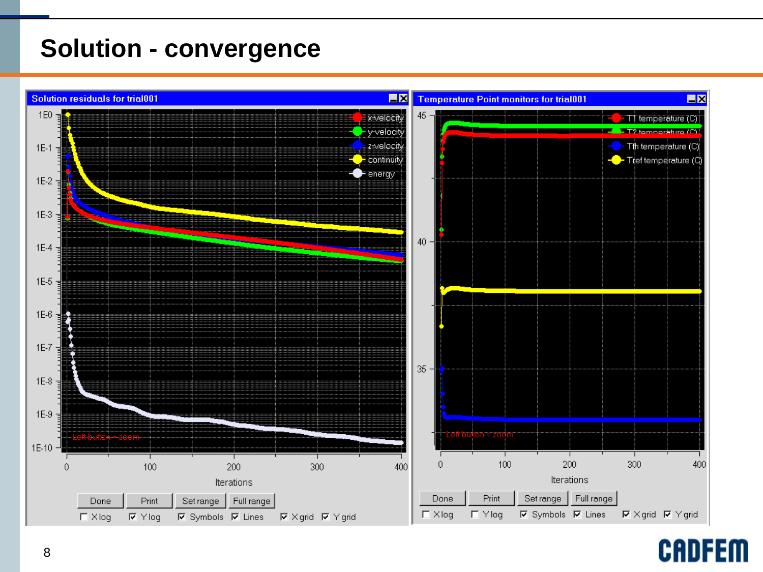# Solution - convergence

**Solution residuals for trial001**

- x-velocity
- y-velocity
- z-velocity
- continuity
- energy

Y-axis: 1E0, 1E-1, 1E-2, 1E-3, 1E-4, 1E-5, 1E-6, 1E-7, 1E-8, 1E-9, 1E-10

X-axis: 0, 100, 200, 300, 400 — Iterations

Left button = zoom

Done | Print | Set range | Full range

☐ X log ☑ Y log ☑ Symbols ☑ Lines ☑ X grid ☑ Y grid

**Temperature Point monitors for trial001**

- T1 temperature (C)
- T2 temperature (C)
- Tfh temperature (C)
- Tref temperature (C)

Y-axis: 35, 40, 45

X-axis: 0, 100, 200, 300, 400 — Iterations

Left button = zoom

Done | Print | Set range | Full range

☐ X log ☐ Y log ☑ Symbols ☑ Lines ☑ X grid ☑ Y grid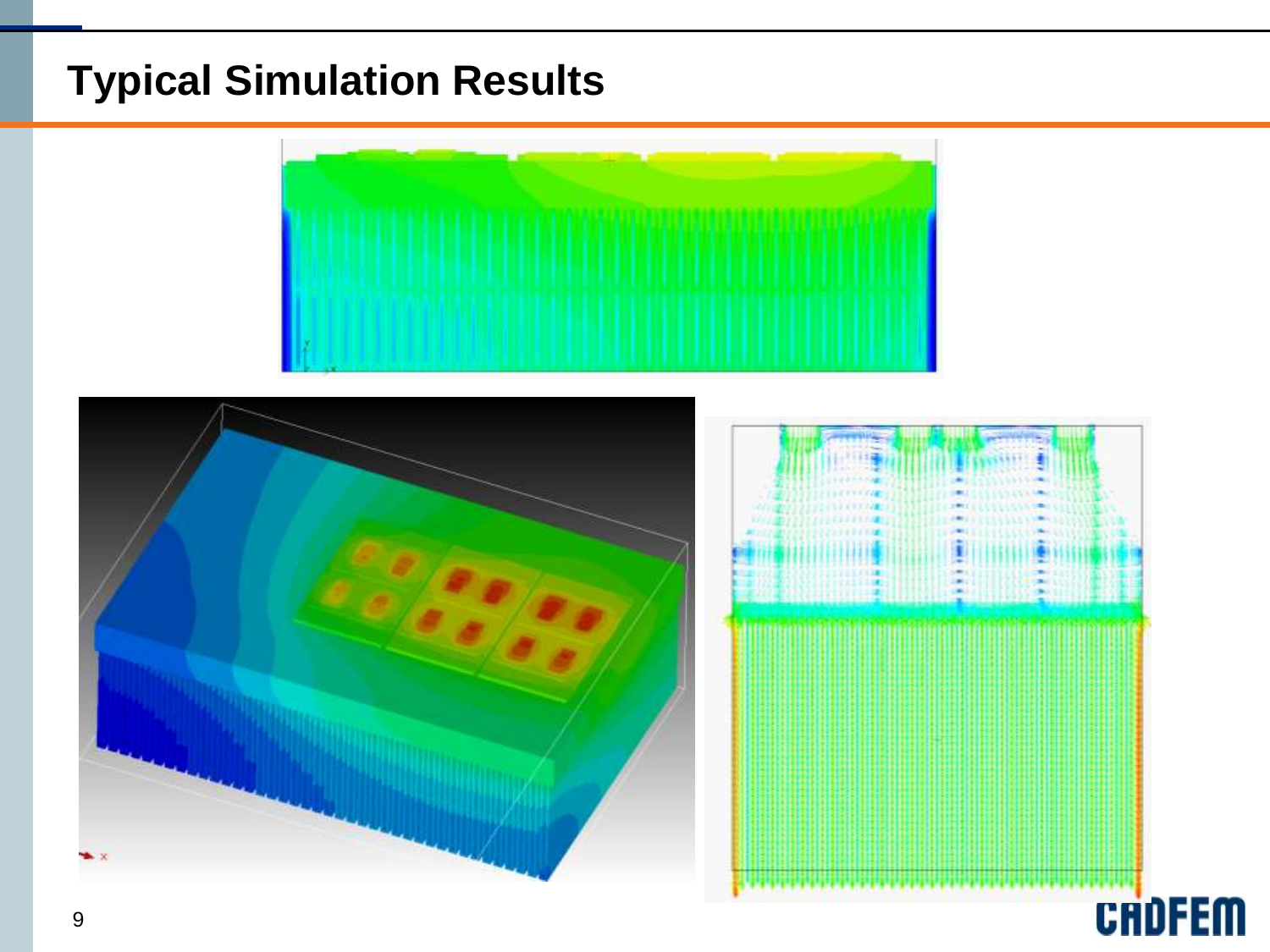# Typical Simulation Results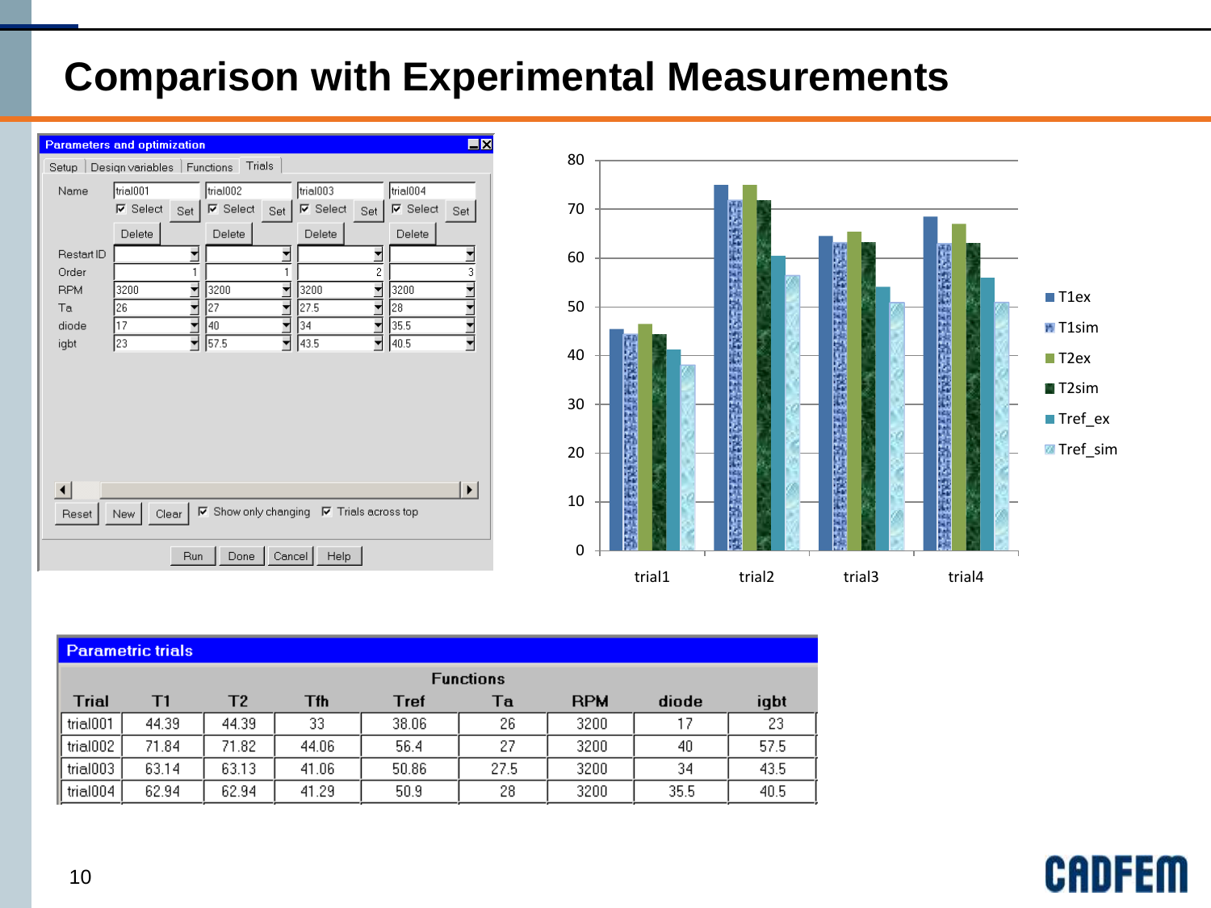# Comparison with Experimental Measurements

**Parameters and optimization**

Setup | Design variables | Functions | Trials

| Name | trial001 | trial002 | trial003 | trial004 |
|---|---|---|---|---|
| Restart ID | | | | |
| Order | 1 | 1 | 2 | 3 |
| RPM | 3200 | 3200 | 3200 | 3200 |
| Ta | 26 | 27 | 27.5 | 28 |
| diode | 17 | 40 | 34 | 35.5 |
| igbt | 23 | 57.5 | 43.5 | 40.5 |

Reset | New | Clear | Show only changing | Trials across top

Run | Done | Cancel | Help

Chart legend: T1ex, T1sim, T2ex, T2sim, Tref_ex, Tref_sim (trial1, trial2, trial3, trial4; axis 0–80)

**Parametric trials**

| Trial | T1 | T2 | Tfh | Tref | Ta | RPM | diode | igbt |
|---|---|---|---|---|---|---|---|---|
| | Functions | | | | | | | |
| trial001 | 44.39 | 44.39 | 33 | 38.06 | 26 | 3200 | 17 | 23 |
| trial002 | 71.84 | 71.82 | 44.06 | 56.4 | 27 | 3200 | 40 | 57.5 |
| trial003 | 63.14 | 63.13 | 41.06 | 50.86 | 27.5 | 3200 | 34 | 43.5 |
| trial004 | 62.94 | 62.94 | 41.29 | 50.9 | 28 | 3200 | 35.5 | 40.5 |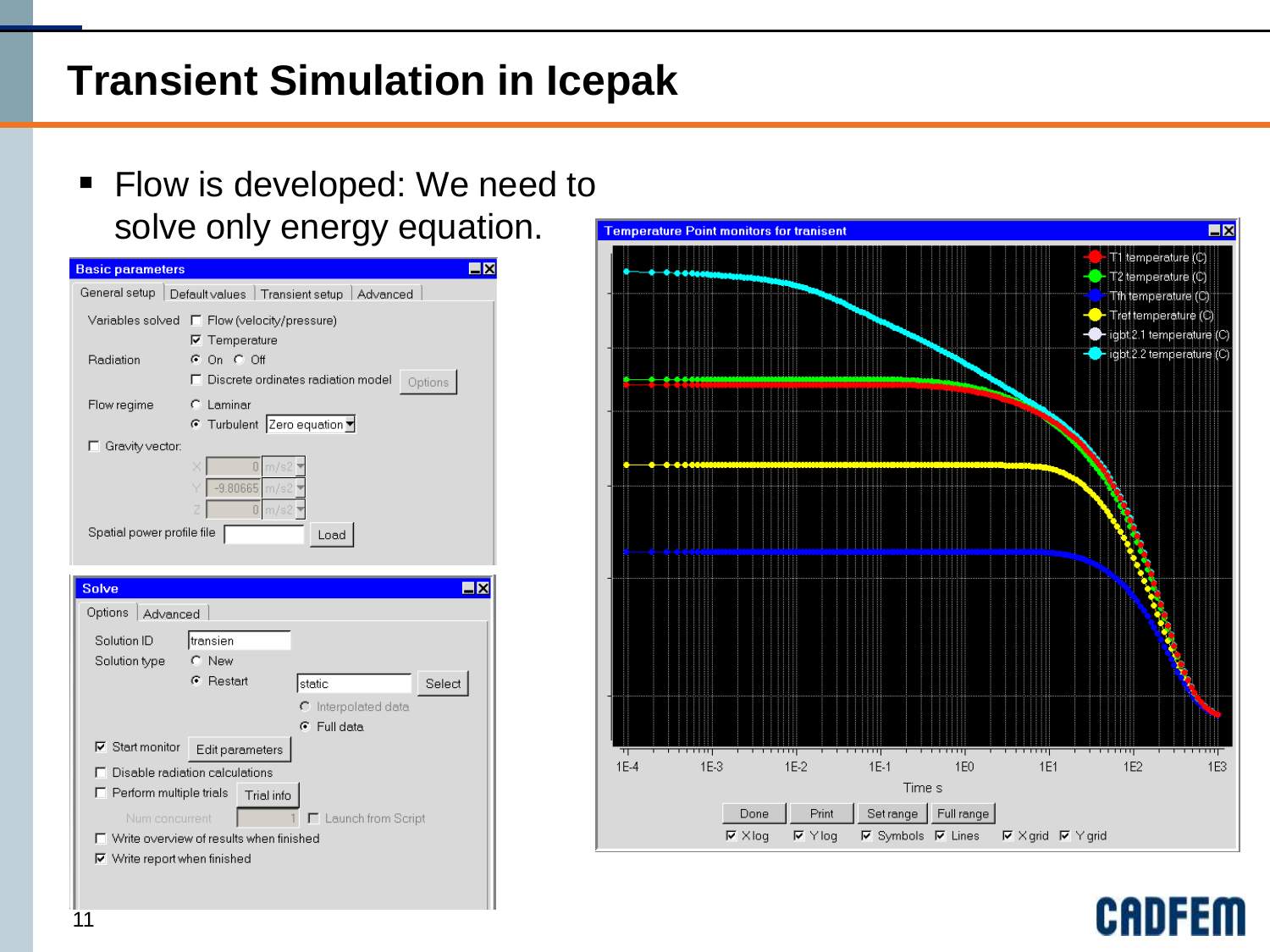# Transient Simulation in Icepak

- Flow is developed: We need to solve only energy equation.

**Basic parameters**

General setup | Default values | Transient setup | Advanced

Variables solved: ☐ Flow (velocity/pressure) ☑ Temperature

Radiation: ◉ On ○ Off

☐ Discrete ordinates radiation model [Options]

Flow regime: ○ Laminar ◉ Turbulent [Zero equation]

☐ Gravity vector:
X 0 m/s2
Y -9.80665 m/s2
Z 0 m/s2

Spatial power profile file [Load]

**Solve**

Options | Advanced

Solution ID: transien

Solution type: ○ New ◉ Restart [static] [Select]

○ Interpolated data
◉ Full data

☑ Start monitor [Edit parameters]

☐ Disable radiation calculations

☐ Perform multiple trials [Trial info]

Num concurrent 1 ☐ Launch from Script

☐ Write overview of results when finished

☑ Write report when finished

**Temperature Point monitors for transient**

Legend: T1 temperature (C), T2 temperature (C), Tth temperature (C), Tref temperature (C), igbt 2.1 temperature (C), igbt 2.2 temperature (C)

Time s: 1E-4, 1E-3, 1E-2, 1E-1, 1E0, 1E1, 1E2, 1E3

[Done] [Print] [Set range] [Full range]

☑ X log ☑ Y log ☑ Symbols ☑ Lines ☑ X grid ☑ Y grid

CADFEM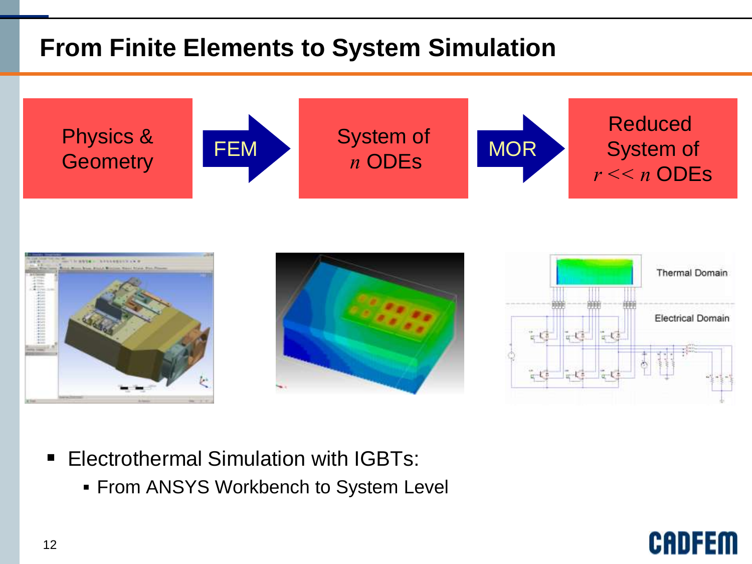# From Finite Elements to System Simulation

Physics & Geometry → **FEM** → System of $n$ ODEs → **MOR** → Reduced System of $r << n$ ODEs

Thermal Domain

Electrical Domain

- Electrothermal Simulation with IGBTs:
  - From ANSYS Workbench to System Level

CADFEM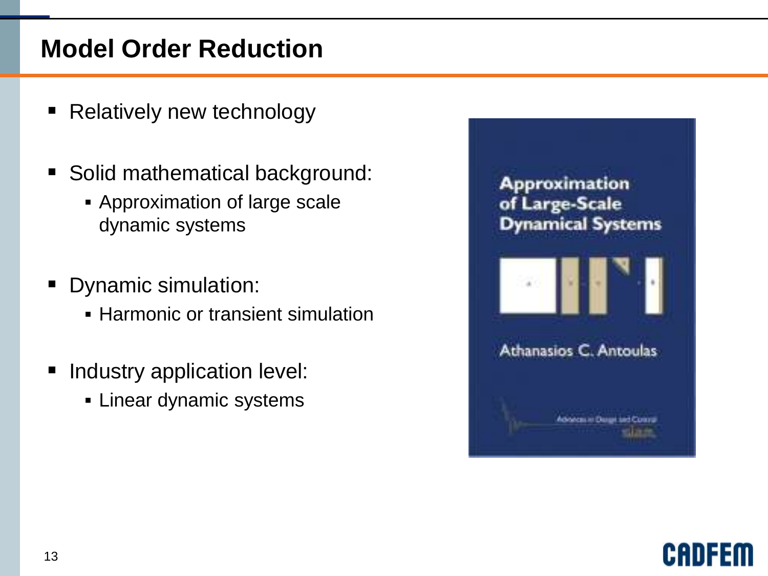# Model Order Reduction

- Relatively new technology
- Solid mathematical background:
  - Approximation of large scale dynamic systems
- Dynamic simulation:
  - Harmonic or transient simulation
- Industry application level:
  - Linear dynamic systems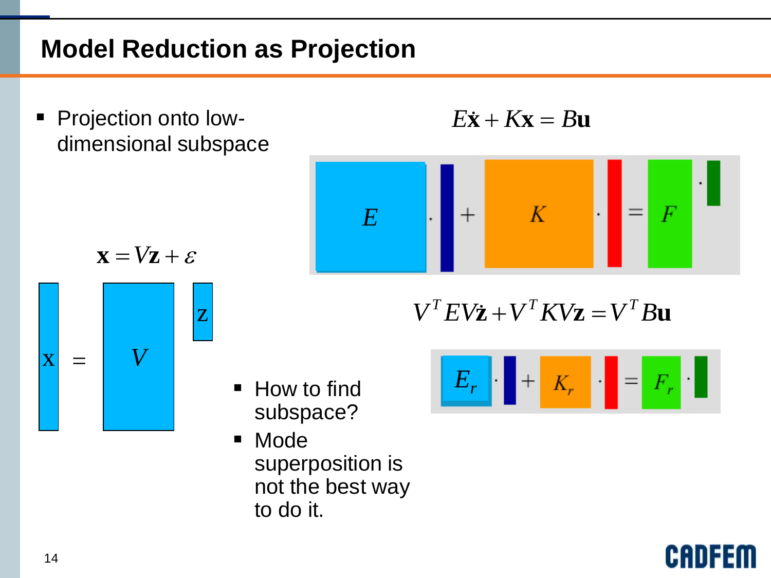# Model Reduction as Projection

- Projection onto low-dimensional subspace

$$E\dot{\mathbf{x}} + K\mathbf{x} = B\mathbf{u}$$

$$\mathbf{x} = V\mathbf{z} + \varepsilon$$

$$V^T E V \dot{\mathbf{z}} + V^T K V \mathbf{z} = V^T B \mathbf{u}$$

- How to find subspace?
- Mode superposition is not the best way to do it.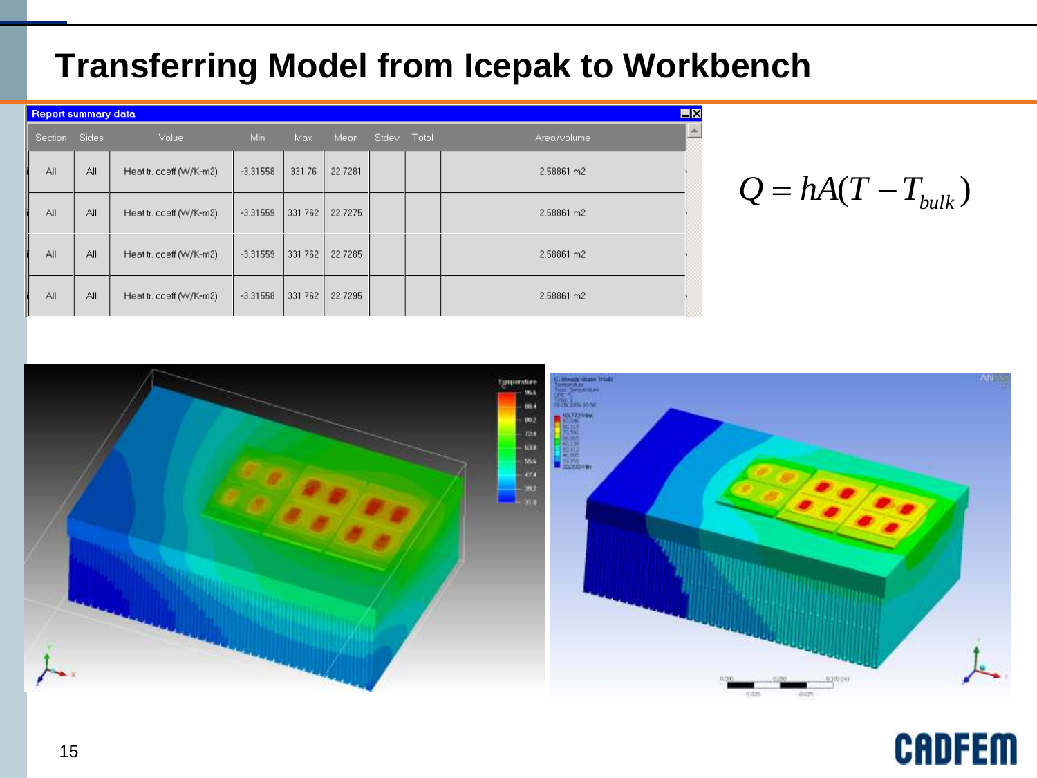# Transferring Model from Icepak to Workbench

**Report summary data**

| Section | Sides | Value | Min | Max | Mean | Stdev | Total | Area/volume |
|---|---|---|---|---|---|---|---|---|
| All | All | Heat tr. coeff (W/K-m2) | -3.31558 | 331.76 | 22.7281 | | | 2.58861 m2 |
| All | All | Heat tr. coeff (W/K-m2) | -3.31559 | 331.762 | 22.7275 | | | 2.58861 m2 |
| All | All | Heat tr. coeff (W/K-m2) | -3.31559 | 331.762 | 22.7285 | | | 2.58861 m2 |
| All | All | Heat tr. coeff (W/K-m2) | -3.31558 | 331.762 | 22.7295 | | | 2.58861 m2 |

$$Q = hA(T - T_{bulk})$$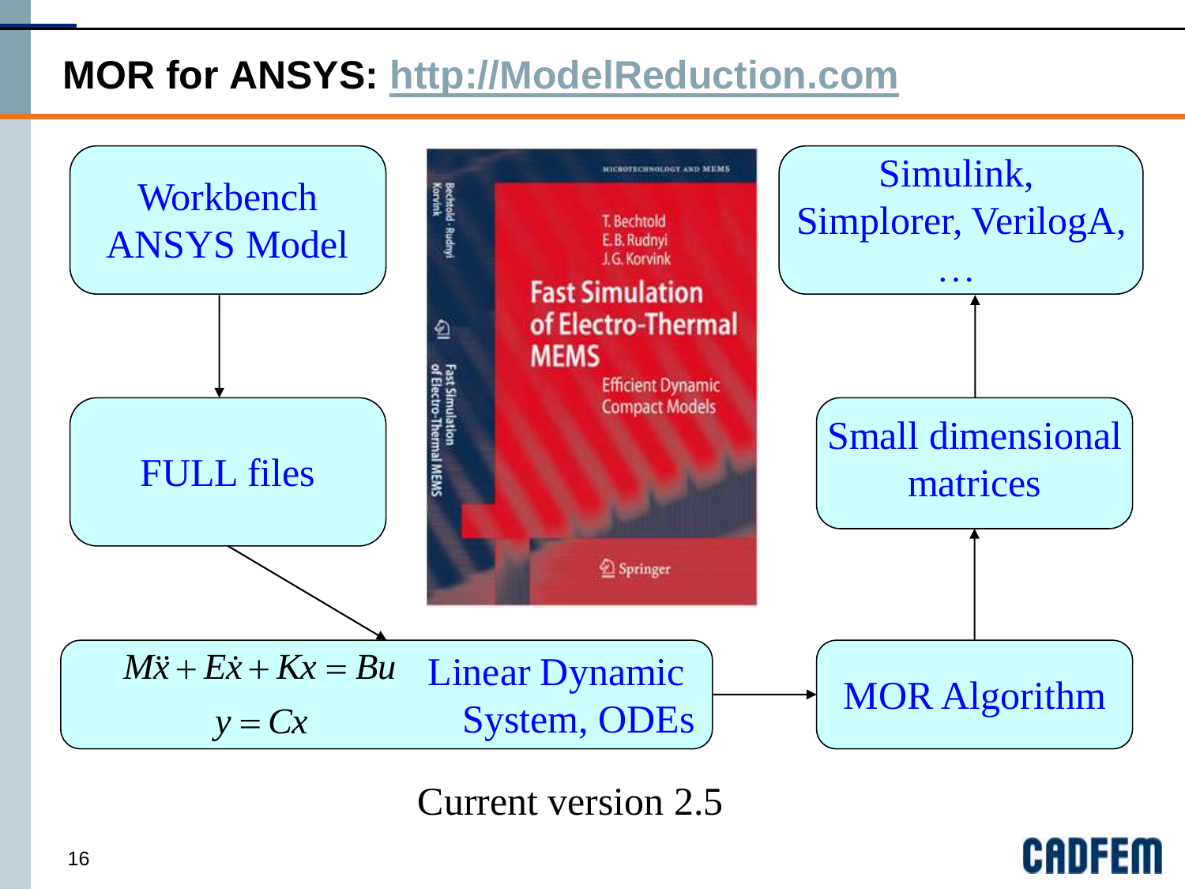# MOR for ANSYS: http://ModelReduction.com

Workbench ANSYS Model

FULL files

$$M\ddot{x} + E\dot{x} + Kx = Bu$$
$$y = Cx$$

Linear Dynamic System, ODEs

MOR Algorithm

Small dimensional matrices

Simulink, Simplorer, VerilogA, …

MICROTECHNOLOGY AND MEMS

T. Bechtold
E. B. Rudnyi
J. G. Korvink

Fast Simulation of Electro-Thermal MEMS

Efficient Dynamic Compact Models

Springer

Current version 2.5

CADFEM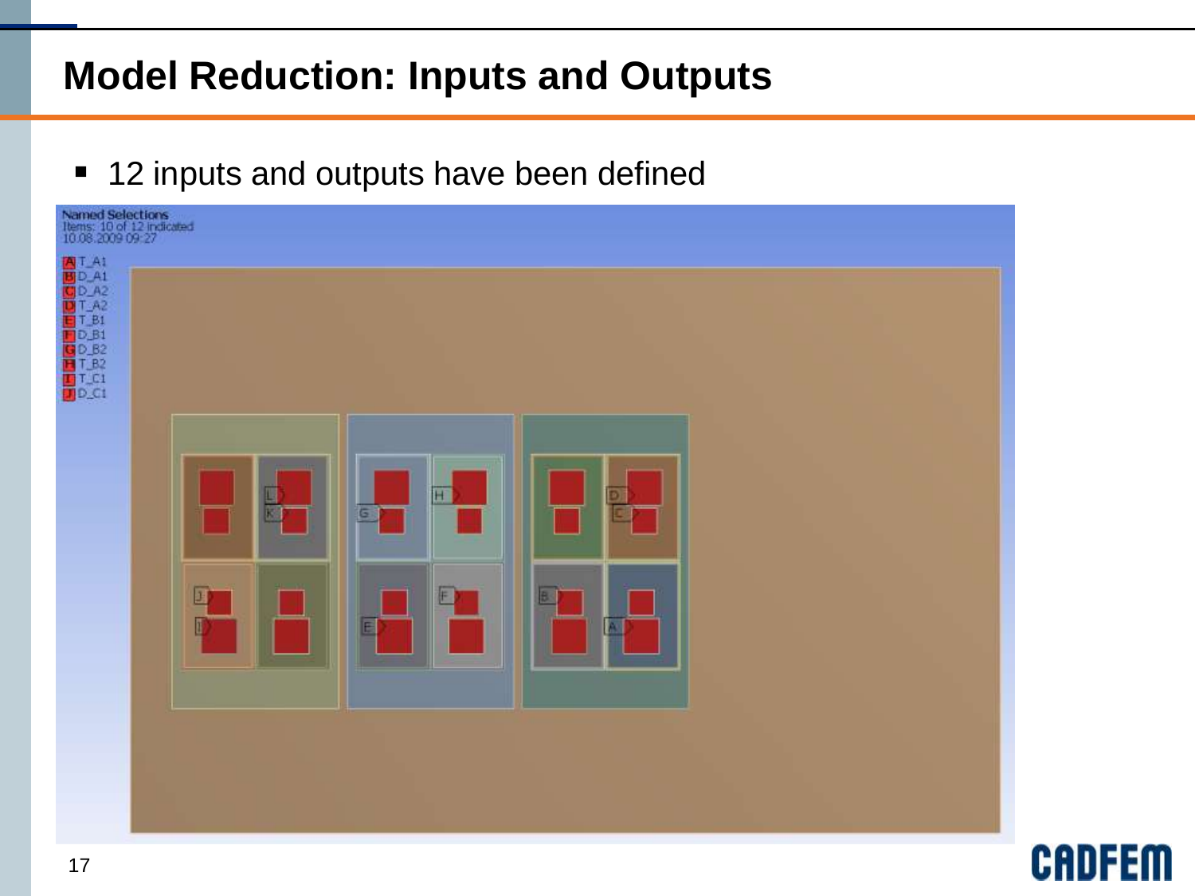# Model Reduction: Inputs and Outputs

- 12 inputs and outputs have been defined

Named Selections
Items: 10 of 12 indicated
10.08.2009 09:27

- A T_A1
- B D_A1
- C D_A2
- D T_A2
- E T_B1
- F D_B1
- G D_B2
- H T_B2
- I T_C1
- J D_C1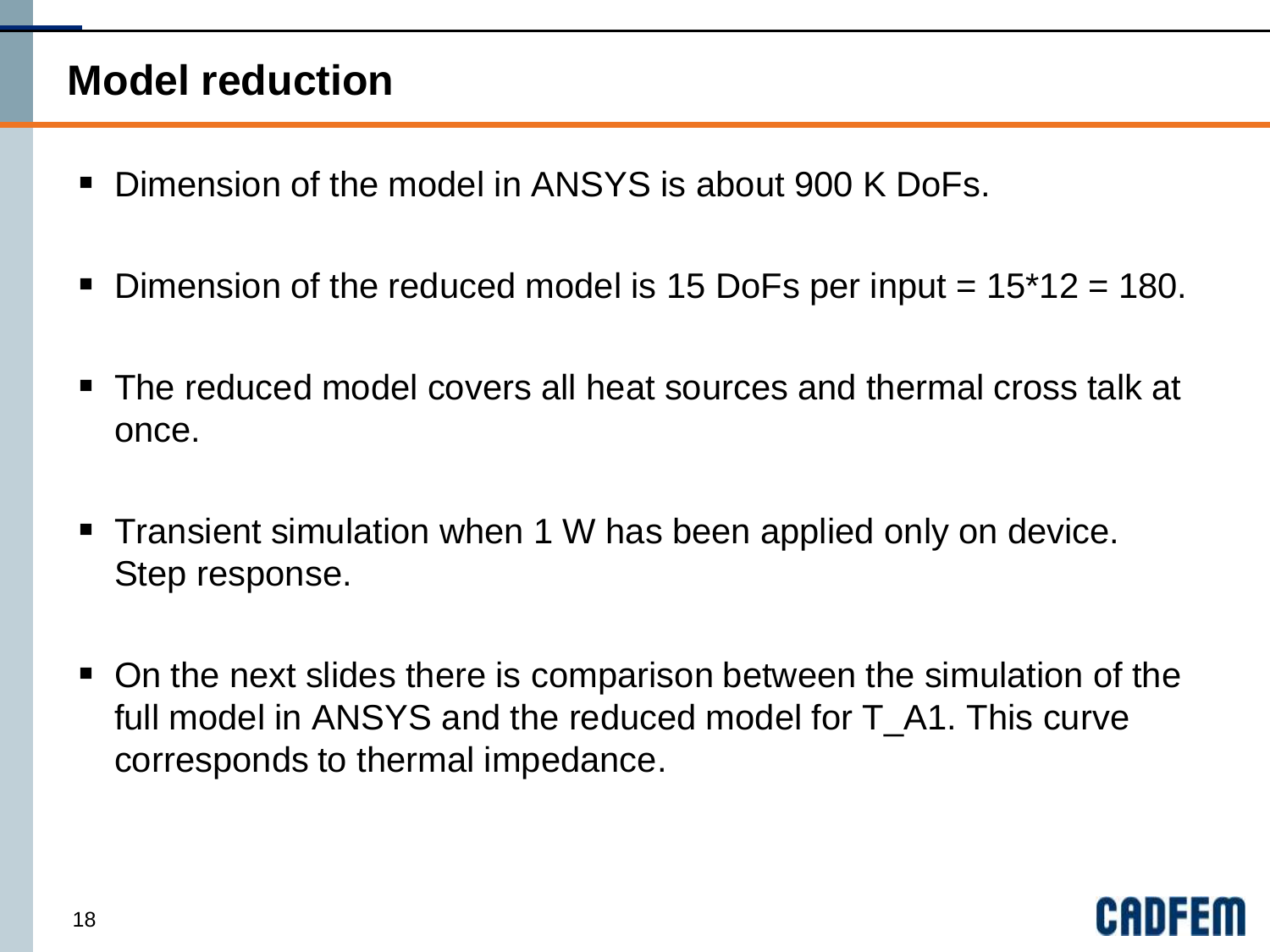# Model reduction

- Dimension of the model in ANSYS is about 900 K DoFs.
- Dimension of the reduced model is 15 DoFs per input = 15*12 = 180.
- The reduced model covers all heat sources and thermal cross talk at once.
- Transient simulation when 1 W has been applied only on device. Step response.
- On the next slides there is comparison between the simulation of the full model in ANSYS and the reduced model for T_A1. This curve corresponds to thermal impedance.

CADFEM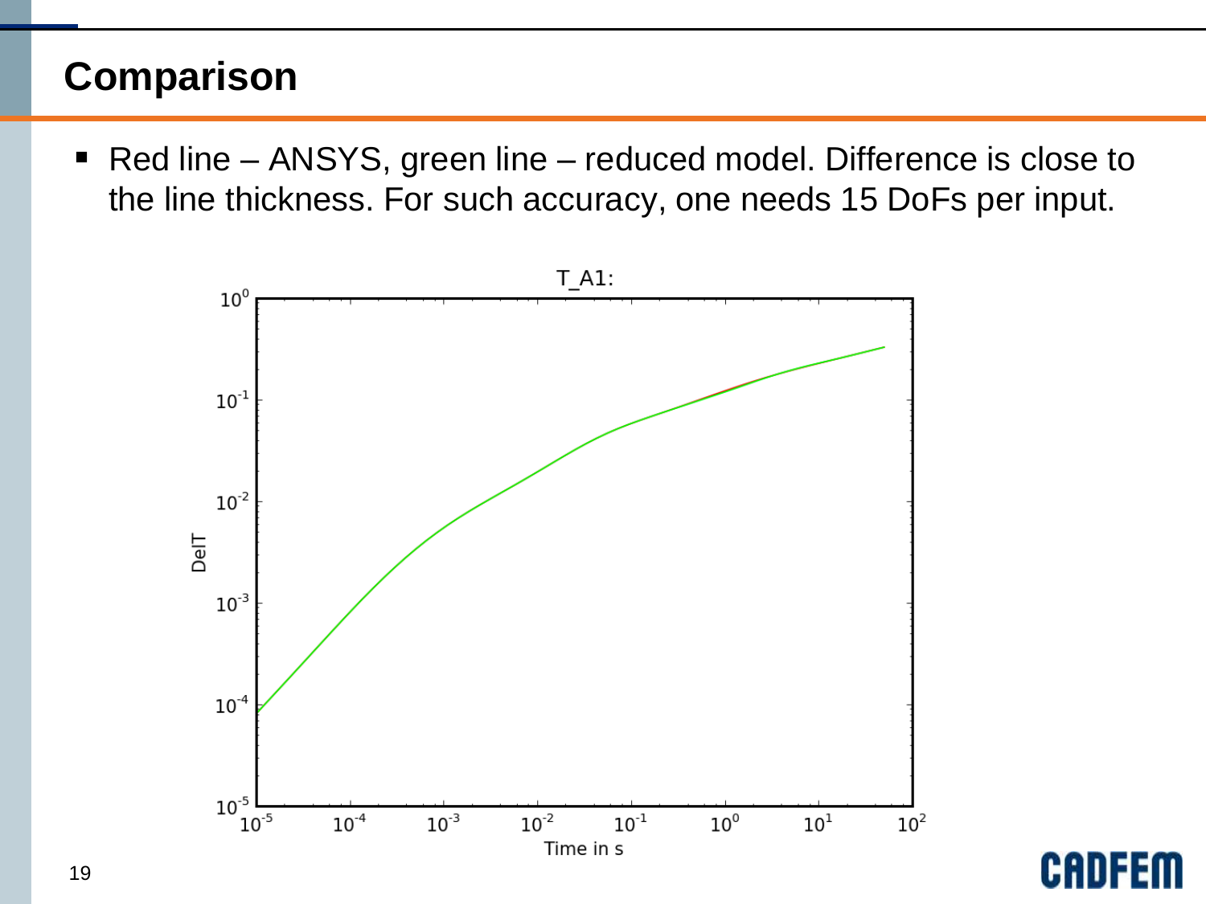# Comparison

- Red line – ANSYS, green line – reduced model. Difference is close to the line thickness. For such accuracy, one needs 15 DoFs per input.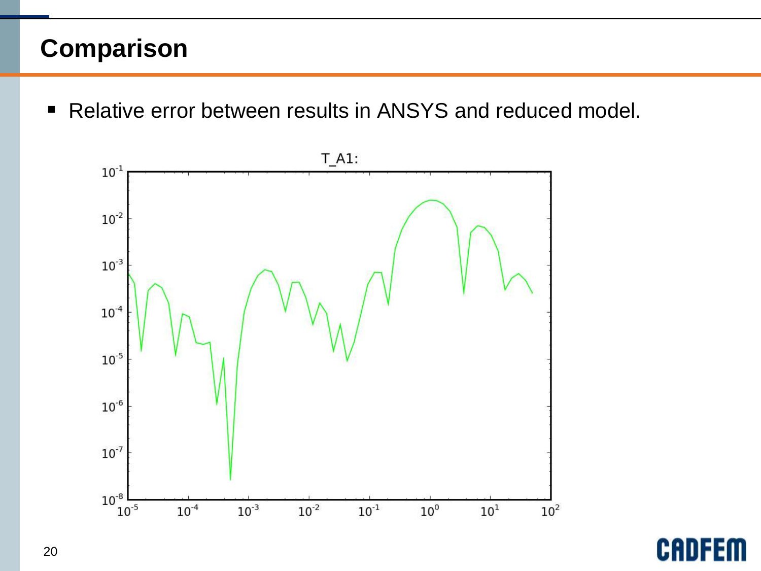# Comparison

- Relative error between results in ANSYS and reduced model.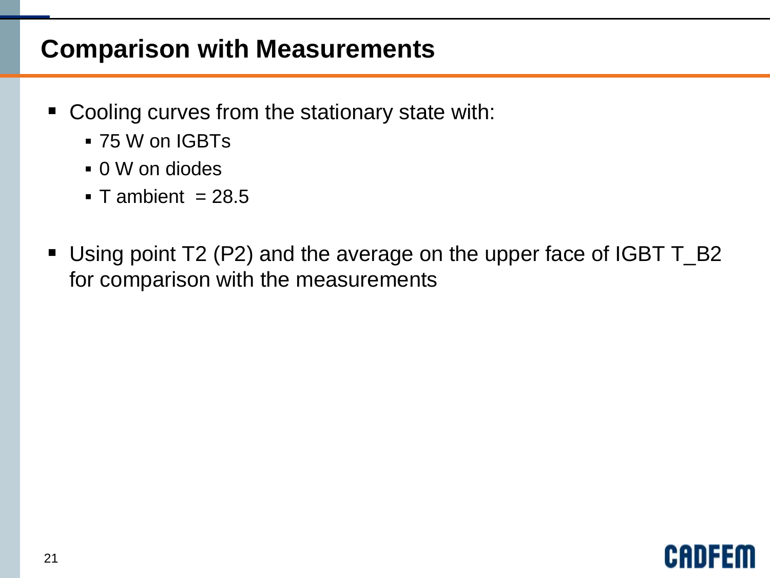# Comparison with Measurements

- Cooling curves from the stationary state with:
  - 75 W on IGBTs
  - 0 W on diodes
  - T ambient = 28.5
- Using point T2 (P2) and the average on the upper face of IGBT T_B2 for comparison with the measurements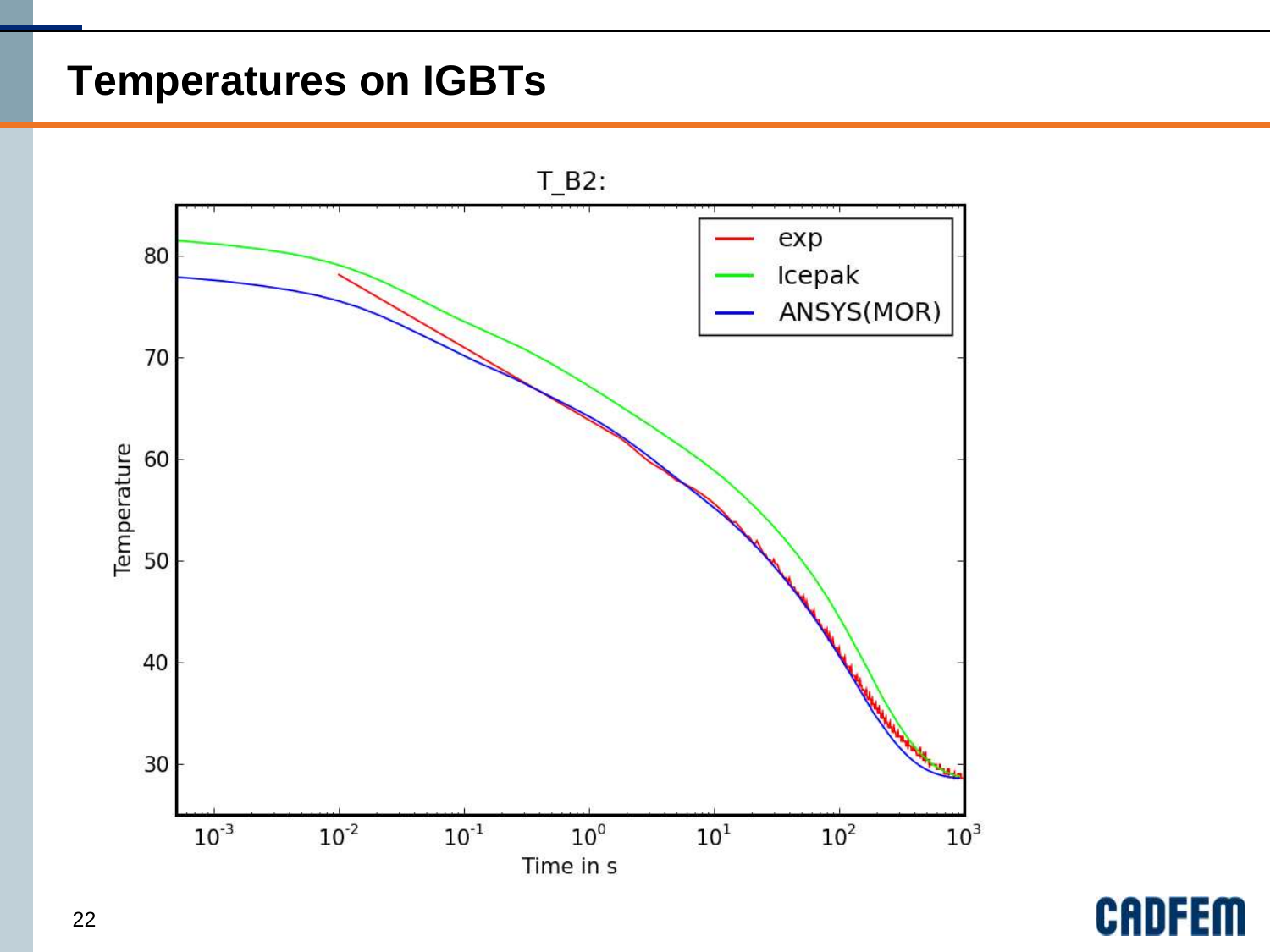# Temperatures on IGBTs

T_B2:

- exp
- Icepak
- ANSYS(MOR)

Temperature

Time in s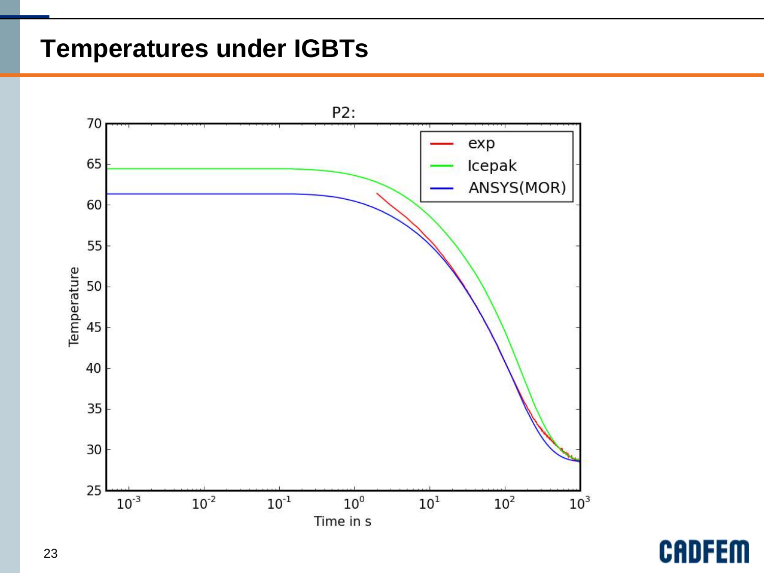# Temperatures under IGBTs

P2:

exp

Icepak

ANSYS(MOR)

Temperature

Time in s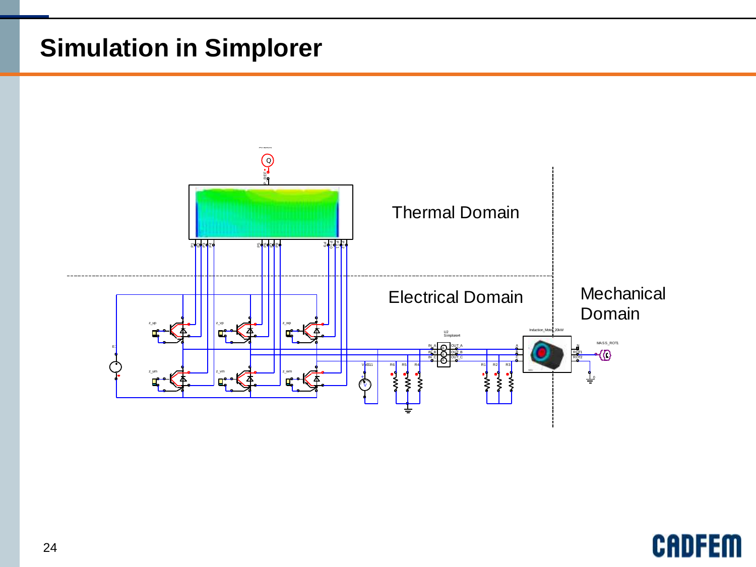# Simulation in Simplorer

Thermal Domain

Electrical Domain

Mechanical Domain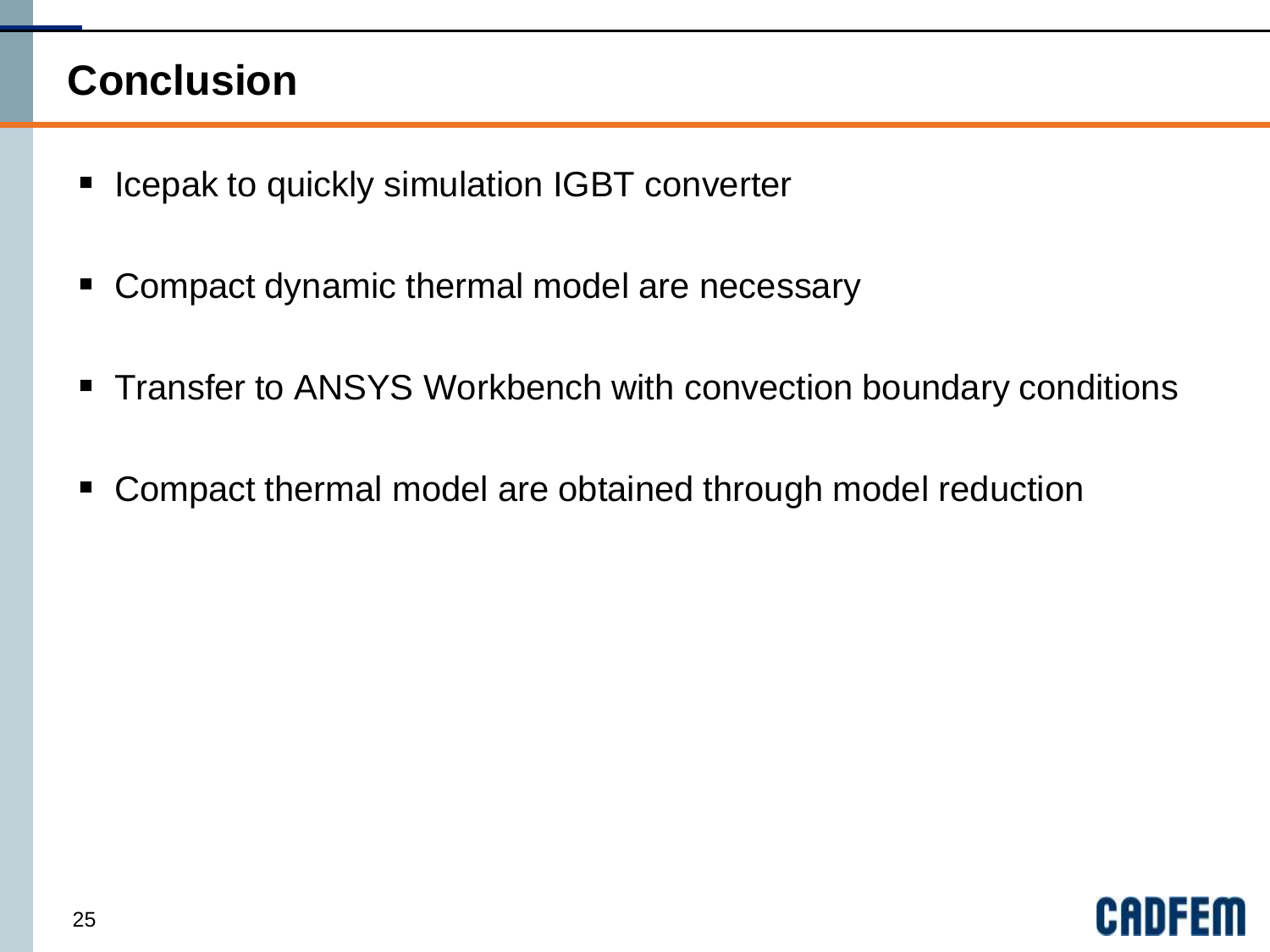# Conclusion

- Icepak to quickly simulation IGBT converter
- Compact dynamic thermal model are necessary
- Transfer to ANSYS Workbench with convection boundary conditions
- Compact thermal model are obtained through model reduction

CADFEM